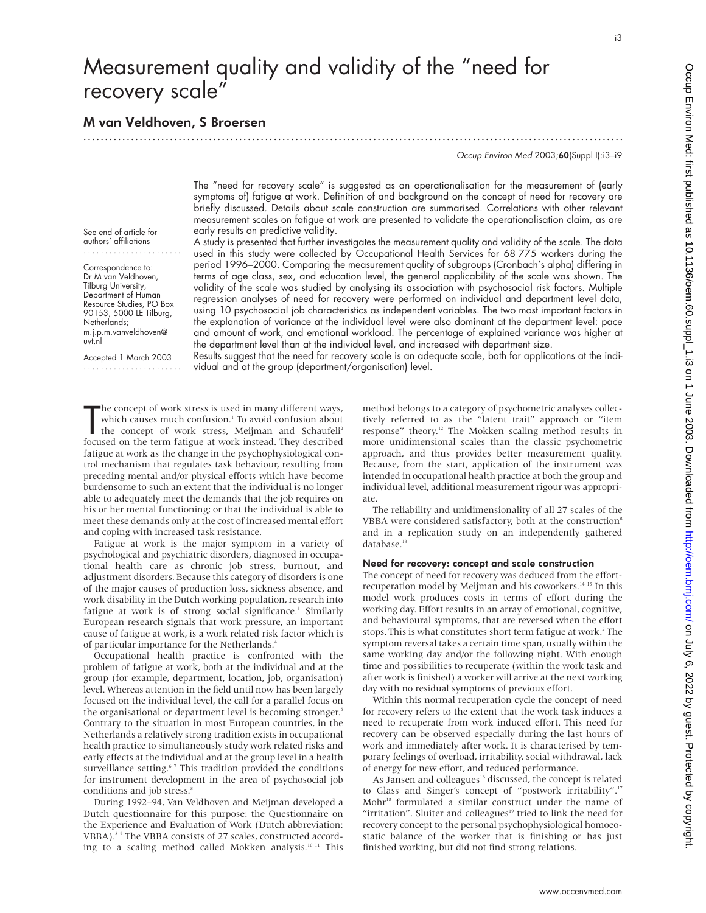# Measurement quality and validity of the "need for recovery scale"

## M van Veldhoven, S Broersen

See end of article for authors' affiliations

Correspondence to: Dr M van Veldhoven, Tilburg University, Department of Human Resource Studies, PO Box 90153, 5000 LE Tilburg, Netherlands; m.j.p.m.vanveldhoven@uvt.nl

Accepted 1 March 2003

The "need for recovery scale" is suggested as an operationalisation for the measurement of (early symptoms of) fatigue at work. Definition of and background on the concept of need for recovery are briefly discussed. Details about scale construction are summarised. Correlations with other relevant measurement scales on fatigue at work are presented to validate the operationalisation claim, as are early results on predictive validity.

A study is presented that further investigates the measurement quality and validity of the scale. The data used in this study were collected by Occupational Health Services for 68 775 workers during the period 1996–2000. Comparing the measurement quality of subgroups (Cronbach's alpha) differing in terms of age class, sex, and education level, the general applicability of the scale was shown. The validity of the scale was studied by analysing its association with psychosocial risk factors. Multiple regression analyses of need for recovery were performed on individual and department level data, using 10 psychosocial job characteristics as independent variables. The two most important factors in the explanation of variance at the individual level were also dominant at the department level: pace and amount of work, and emotional workload. The percentage of explained variance was higher at the department level than at the individual level, and increased with department size.

Results suggest that the need for recovery scale is an adequate scale, both for applications at the individual and at the group (department/organisation) level.

The concept of work stress is used in many different ways, which causes much confusion.[1] To avoid confusion about the concept of work stress, Meijman and Schaufeli[2] focused on the term fatigue at work instead. They described fatigue at work as the change in the psychophysiological control mechanism that regulates task behaviour, resulting from preceding mental and/or physical efforts which have become burdensome to such an extent that the individual is no longer able to adequately meet the demands that the job requires on his or her mental functioning; or that the individual is able to meet these demands only at the cost of increased mental effort and coping with increased task resistance.

Fatigue at work is the major symptom in a variety of psychological and psychiatric disorders, diagnosed in occupational health care as chronic job stress, burnout, and adjustment disorders. Because this category of disorders is one of the major causes of production loss, sickness absence, and work disability in the Dutch working population, research into fatigue at work is of strong social significance.[3] Similarly European research signals that work pressure, an important cause of fatigue at work, is a work related risk factor which is of particular importance for the Netherlands.[4]

Occupational health practice is confronted with the problem of fatigue at work, both at the individual and at the group (for example, department, location, job, organisation) level. Whereas attention in the field until now has been largely focused on the individual level, the call for a parallel focus on the organisational or department level is becoming stronger.[5] Contrary to the situation in most European countries, in the Netherlands a relatively strong tradition exists in occupational health practice to simultaneously study work related risks and early effects at the individual and at the group level in a health surveillance setting.[6,7] This tradition provided the conditions for instrument development in the area of psychosocial job conditions and job stress.[8]

During 1992–94, Van Veldhoven and Meijman developed a Dutch questionnaire for this purpose: the Questionnaire on the Experience and Evaluation of Work (Dutch abbreviation: VBBA).[8,9] The VBBA consists of 27 scales, constructed according to a scaling method called Mokken analysis.[10,11] This method belongs to a category of psychometric analyses collectively referred to as the "latent trait" approach or "item response" theory.[12] The Mokken scaling method results in more unidimensional scales than the classic psychometric approach, and thus provides better measurement quality. Because, from the start, application of the instrument was intended in occupational health practice at both the group and individual level, additional measurement rigour was appropriate.

The reliability and unidimensionality of all 27 scales of the VBBA were considered satisfactory, both at the construction[8] and in a replication study on an independently gathered database.[13]

### Need for recovery: concept and scale construction

The concept of need for recovery was deduced from the effort-recuperation model by Meijman and his coworkers.[14,15] In this model work produces costs in terms of effort during the working day. Effort results in an array of emotional, cognitive, and behavioural symptoms, that are reversed when the effort stops. This is what constitutes short term fatigue at work.[2] The symptom reversal takes a certain time span, usually within the same working day and/or the following night. With enough time and possibilities to recuperate (within the work task and after work is finished) a worker will arrive at the next working day with no residual symptoms of previous effort.

Within this normal recuperation cycle the concept of need for recovery refers to the extent that the work task induces a need to recuperate from work induced effort. This need for recovery can be observed especially during the last hours of work and immediately after work. It is characterised by temporary feelings of overload, irritability, social withdrawal, lack of energy for new effort, and reduced performance.

As Jansen and colleagues[16] discussed, the concept is related to Glass and Singer's concept of "postwork irritability".[17] Mohr[18] formulated a similar construct under the name of "irritation". Sluiter and colleagues[19] tried to link the need for recovery concept to the personal psychophysiological homoeostatic balance of the worker that is finishing or has just finished working, but did not find strong relations.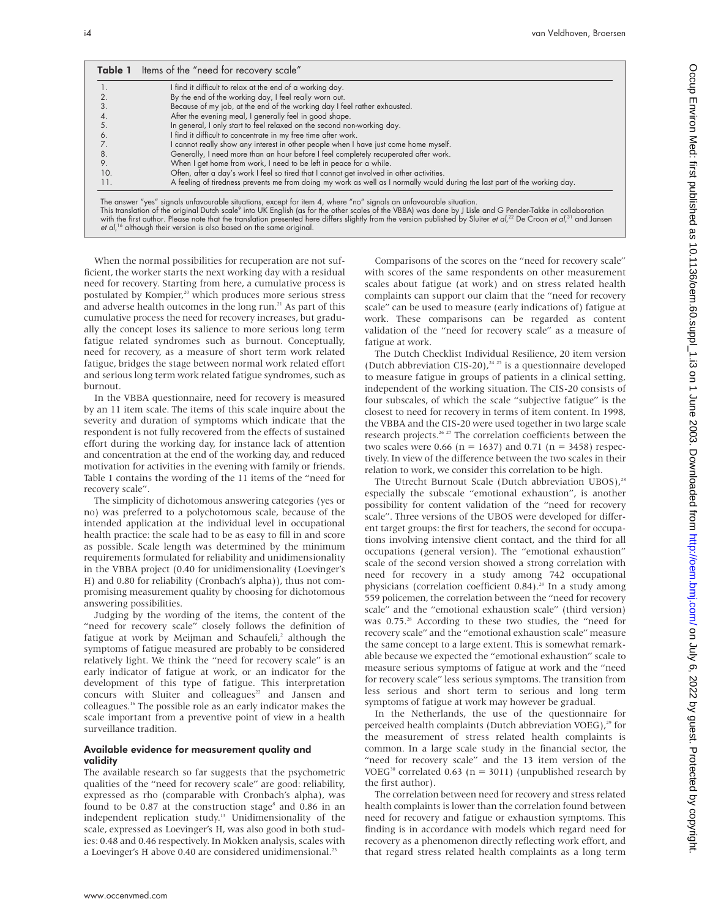**Table 1** Items of the "need for recovery scale"

| | |
|---|---|
| 1. | I find it difficult to relax at the end of a working day. |
| 2. | By the end of the working day, I feel really worn out. |
| 3. | Because of my job, at the end of the working day I feel rather exhausted. |
| 4. | After the evening meal, I generally feel in good shape. |
| 5. | In general, I only start to feel relaxed on the second non-working day. |
| 6. | I find it difficult to concentrate in my free time after work. |
| 7. | I cannot really show any interest in other people when I have just come home myself. |
| 8. | Generally, I need more than an hour before I feel completely recuperated after work. |
| 9. | When I get home from work, I need to be left in peace for a while. |
| 10. | Often, after a day's work I feel so tired that I cannot get involved in other activities. |
| 11. | A feeling of tiredness prevents me from doing my work as well as I normally would during the last part of the working day. |

The answer "yes" signals unfavourable situations, except for item 4, where "no" signals an unfavourable situation.
This translation of the original Dutch scale[9] into UK English (as for the other scales of the VBBA) was done by J Lisle and G Pender-Takke in collaboration with the first author. Please note that the translation presented here differs slightly from the version published by Sluiter *et al*,[22] De Croon *et al*,[31] and Jansen *et al*,[16] although their version is also based on the same original.

When the normal possibilities for recuperation are not sufficient, the worker starts the next working day with a residual need for recovery. Starting from here, a cumulative process is postulated by Kompier,[20] which produces more serious stress and adverse health outcomes in the long run.[21] As part of this cumulative process the need for recovery increases, but gradually the concept loses its salience to more serious long term fatigue related syndromes such as burnout. Conceptually, need for recovery, as a measure of short term work related fatigue, bridges the stage between normal work related effort and serious long term work related fatigue syndromes, such as burnout.

In the VBBA questionnaire, need for recovery is measured by an 11 item scale. The items of this scale inquire about the severity and duration of symptoms which indicate that the respondent is not fully recovered from the effects of sustained effort during the working day, for instance lack of attention and concentration at the end of the working day, and reduced motivation for activities in the evening with family or friends. Table 1 contains the wording of the 11 items of the "need for recovery scale".

The simplicity of dichotomous answering categories (yes or no) was preferred to a polychotomous scale, because of the intended application at the individual level in occupational health practice: the scale had to be as easy to fill in and score as possible. Scale length was determined by the minimum requirements formulated for reliability and unidimensionality in the VBBA project (0.40 for unidimensionality (Loevinger's H) and 0.80 for reliability (Cronbach's alpha)), thus not compromising measurement quality by choosing for dichotomous answering possibilities.

Judging by the wording of the items, the content of the "need for recovery scale" closely follows the definition of fatigue at work by Meijman and Schaufeli,[2] although the symptoms of fatigue measured are probably to be considered relatively light. We think the "need for recovery scale" is an early indicator of fatigue at work, or an indicator for the development of this type of fatigue. This interpretation concurs with Sluiter and colleagues[22] and Jansen and colleagues.[16] The possible role as an early indicator makes the scale important from a preventive point of view in a health surveillance tradition.

### Available evidence for measurement quality and validity

The available research so far suggests that the psychometric qualities of the "need for recovery scale" are good: reliability, expressed as rho (comparable with Cronbach's alpha), was found to be 0.87 at the construction stage[8] and 0.86 in an independent replication study.[13] Unidimensionality of the scale, expressed as Loevinger's H, was also good in both studies: 0.48 and 0.46 respectively. In Mokken analysis, scales with a Loevinger's H above 0.40 are considered unidimensional.[23]

Comparisons of the scores on the "need for recovery scale" with scores of the same respondents on other measurement scales about fatigue (at work) and on stress related health complaints can support our claim that the "need for recovery scale" can be used to measure (early indications of) fatigue at work. These comparisons can be regarded as content validation of the "need for recovery scale" as a measure of fatigue at work.

The Dutch Checklist Individual Resilience, 20 item version (Dutch abbreviation CIS-20),[24,25] is a questionnaire developed to measure fatigue in groups of patients in a clinical setting, independent of the working situation. The CIS-20 consists of four subscales, of which the scale "subjective fatigue" is the closest to need for recovery in terms of item content. In 1998, the VBBA and the CIS-20 were used together in two large scale research projects.[26,27] The correlation coefficients between the two scales were 0.66 (n = 1637) and 0.71 (n = 3458) respectively. In view of the difference between the two scales in their relation to work, we consider this correlation to be high.

The Utrecht Burnout Scale (Dutch abbreviation UBOS),[28] especially the subscale "emotional exhaustion", is another possibility for content validation of the "need for recovery scale". Three versions of the UBOS were developed for different target groups: the first for teachers, the second for occupations involving intensive client contact, and the third for all occupations (general version). The "emotional exhaustion" scale of the second version showed a strong correlation with need for recovery in a study among 742 occupational physicians (correlation coefficient 0.84).[28] In a study among 559 policemen, the correlation between the "need for recovery scale" and the "emotional exhaustion scale" (third version) was 0.75.[28] According to these two studies, the "need for recovery scale" and the "emotional exhaustion scale" measure the same concept to a large extent. This is somewhat remarkable because we expected the "emotional exhaustion" scale to measure serious symptoms of fatigue at work and the "need for recovery scale" less serious symptoms. The transition from less serious and short term to serious and long term symptoms of fatigue at work may however be gradual.

In the Netherlands, the use of the questionnaire for perceived health complaints (Dutch abbreviation VOEG),[29] for the measurement of stress related health complaints is common. In a large scale study in the financial sector, the "need for recovery scale" and the 13 item version of the VOEG[30] correlated 0.63 (n = 3011) (unpublished research by the first author).

The correlation between need for recovery and stress related health complaints is lower than the correlation found between need for recovery and fatigue or exhaustion symptoms. This finding is in accordance with models which regard need for recovery as a phenomenon directly reflecting work effort, and that regard stress related health complaints as a long term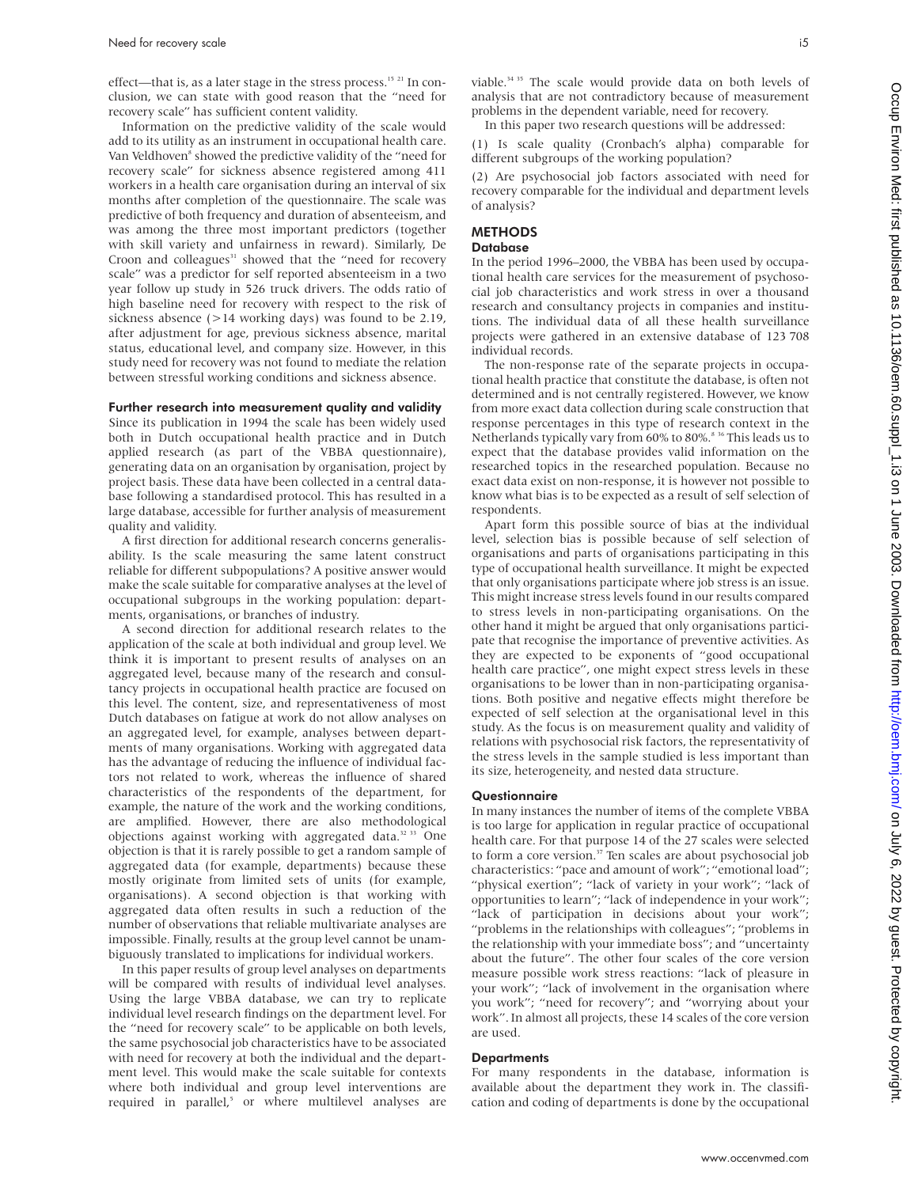effect—that is, as a later stage in the stress process.[15 21] In conclusion, we can state with good reason that the "need for recovery scale" has sufficient content validity.

Information on the predictive validity of the scale would add to its utility as an instrument in occupational health care. Van Veldhoven[8] showed the predictive validity of the "need for recovery scale" for sickness absence registered among 411 workers in a health care organisation during an interval of six months after completion of the questionnaire. The scale was predictive of both frequency and duration of absenteeism, and was among the three most important predictors (together with skill variety and unfairness in reward). Similarly, De Croon and colleagues[31] showed that the "need for recovery scale" was a predictor for self reported absenteeism in a two year follow up study in 526 truck drivers. The odds ratio of high baseline need for recovery with respect to the risk of sickness absence (>14 working days) was found to be 2.19, after adjustment for age, previous sickness absence, marital status, educational level, and company size. However, in this study need for recovery was not found to mediate the relation between stressful working conditions and sickness absence.

### Further research into measurement quality and validity

Since its publication in 1994 the scale has been widely used both in Dutch occupational health practice and in Dutch applied research (as part of the VBBA questionnaire), generating data on an organisation by organisation, project by project basis. These data have been collected in a central database following a standardised protocol. This has resulted in a large database, accessible for further analysis of measurement quality and validity.

A first direction for additional research concerns generalisability. Is the scale measuring the same latent construct reliable for different subpopulations? A positive answer would make the scale suitable for comparative analyses at the level of occupational subgroups in the working population: departments, organisations, or branches of industry.

A second direction for additional research relates to the application of the scale at both individual and group level. We think it is important to present results of analyses on an aggregated level, because many of the research and consultancy projects in occupational health practice are focused on this level. The content, size, and representativeness of most Dutch databases on fatigue at work do not allow analyses on an aggregated level, for example, analyses between departments of many organisations. Working with aggregated data has the advantage of reducing the influence of individual factors not related to work, whereas the influence of shared characteristics of the respondents of the department, for example, the nature of the work and the working conditions, are amplified. However, there are also methodological objections against working with aggregated data.[32 33] One objection is that it is rarely possible to get a random sample of aggregated data (for example, departments) because these mostly originate from limited sets of units (for example, organisations). A second objection is that working with aggregated data often results in such a reduction of the number of observations that reliable multivariate analyses are impossible. Finally, results at the group level cannot be unambiguously translated to implications for individual workers.

In this paper results of group level analyses on departments will be compared with results of individual level analyses. Using the large VBBA database, we can try to replicate individual level research findings on the department level. For the "need for recovery scale" to be applicable on both levels, the same psychosocial job characteristics have to be associated with need for recovery at both the individual and the department level. This would make the scale suitable for contexts where both individual and group level interventions are required in parallel,[5] or where multilevel analyses are viable.[34 35] The scale would provide data on both levels of analysis that are not contradictory because of measurement problems in the dependent variable, need for recovery.

In this paper two research questions will be addressed:

(1) Is scale quality (Cronbach's alpha) comparable for different subgroups of the working population?

(2) Are psychosocial job factors associated with need for recovery comparable for the individual and department levels of analysis?

## METHODS

### Database

In the period 1996–2000, the VBBA has been used by occupational health care services for the measurement of psychosocial job characteristics and work stress in over a thousand research and consultancy projects in companies and institutions. The individual data of all these health surveillance projects were gathered in an extensive database of 123 708 individual records.

The non-response rate of the separate projects in occupational health practice that constitute the database, is often not determined and is not centrally registered. However, we know from more exact data collection during scale construction that response percentages in this type of research context in the Netherlands typically vary from 60% to 80%.[8 36] This leads us to expect that the database provides valid information on the researched topics in the researched population. Because no exact data exist on non-response, it is however not possible to know what bias is to be expected as a result of self selection of respondents.

Apart form this possible source of bias at the individual level, selection bias is possible because of self selection of organisations and parts of organisations participating in this type of occupational health surveillance. It might be expected that only organisations participate where job stress is an issue. This might increase stress levels found in our results compared to stress levels in non-participating organisations. On the other hand it might be argued that only organisations participate that recognise the importance of preventive activities. As they are expected to be exponents of "good occupational health care practice", one might expect stress levels in these organisations to be lower than in non-participating organisations. Both positive and negative effects might therefore be expected of self selection at the organisational level in this study. As the focus is on measurement quality and validity of relations with psychosocial risk factors, the representativity of the stress levels in the sample studied is less important than its size, heterogeneity, and nested data structure.

### Questionnaire

In many instances the number of items of the complete VBBA is too large for application in regular practice of occupational health care. For that purpose 14 of the 27 scales were selected to form a core version.[37] Ten scales are about psychosocial job characteristics: "pace and amount of work"; "emotional load"; "physical exertion"; "lack of variety in your work"; "lack of opportunities to learn"; "lack of independence in your work"; "lack of participation in decisions about your work"; "problems in the relationships with colleagues"; "problems in the relationship with your immediate boss"; and "uncertainty about the future". The other four scales of the core version measure possible work stress reactions: "lack of pleasure in your work"; "lack of involvement in the organisation where you work"; "need for recovery"; and "worrying about your work". In almost all projects, these 14 scales of the core version are used.

### Departments

For many respondents in the database, information is available about the department they work in. The classification and coding of departments is done by the occupational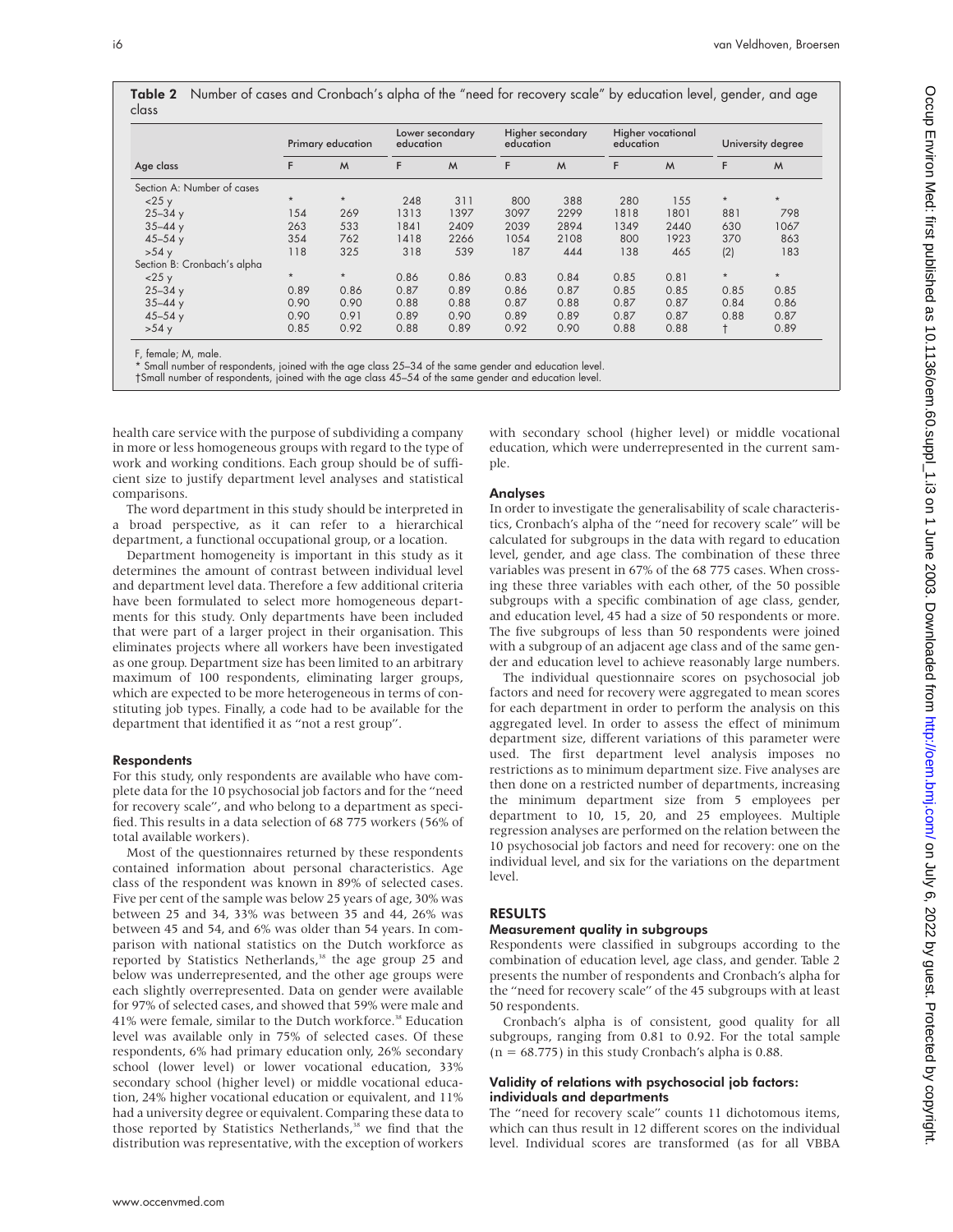**Table 2** Number of cases and Cronbach's alpha of the "need for recovery scale" by education level, gender, and age class

| Age class | Primary education | | Lower secondary education | | Higher secondary education | | Higher vocational education | | University degree | |
|---|---|---|---|---|---|---|---|---|---|---|
| | F | M | F | M | F | M | F | M | F | M |
| Section A: Number of cases | | | | | | | | | | |
| <25 y | * | * | 248 | 311 | 800 | 388 | 280 | 155 | * | * |
| 25–34 y | 154 | 269 | 1313 | 1397 | 3097 | 2299 | 1818 | 1801 | 881 | 798 |
| 35–44 y | 263 | 533 | 1841 | 2409 | 2039 | 2894 | 1349 | 2440 | 630 | 1067 |
| 45–54 y | 354 | 762 | 1418 | 2266 | 1054 | 2108 | 800 | 1923 | 370 | 863 |
| >54 y | 118 | 325 | 318 | 539 | 187 | 444 | 138 | 465 | (2) | 183 |
| Section B: Cronbach's alpha | | | | | | | | | | |
| <25 y | * | * | 0.86 | 0.86 | 0.83 | 0.84 | 0.85 | 0.81 | * | * |
| 25–34 y | 0.89 | 0.86 | 0.87 | 0.89 | 0.86 | 0.87 | 0.85 | 0.85 | 0.85 | 0.85 |
| 35–44 y | 0.90 | 0.90 | 0.88 | 0.88 | 0.87 | 0.88 | 0.87 | 0.87 | 0.84 | 0.86 |
| 45–54 y | 0.90 | 0.91 | 0.89 | 0.90 | 0.89 | 0.89 | 0.87 | 0.87 | 0.88 | 0.87 |
| >54 y | 0.85 | 0.92 | 0.88 | 0.89 | 0.92 | 0.90 | 0.88 | 0.88 | † | 0.89 |

F, female; M, male.
* Small number of respondents, joined with the age class 25–34 of the same gender and education level.
†Small number of respondents, joined with the age class 45–54 of the same gender and education level.

health care service with the purpose of subdividing a company in more or less homogeneous groups with regard to the type of work and working conditions. Each group should be of sufficient size to justify department level analyses and statistical comparisons.

The word department in this study should be interpreted in a broad perspective, as it can refer to a hierarchical department, a functional occupational group, or a location.

Department homogeneity is important in this study as it determines the amount of contrast between individual level and department level data. Therefore a few additional criteria have been formulated to select more homogeneous departments for this study. Only departments have been included that were part of a larger project in their organisation. This eliminates projects where all workers have been investigated as one group. Department size has been limited to an arbitrary maximum of 100 respondents, eliminating larger groups, which are expected to be more heterogeneous in terms of constituting job types. Finally, a code had to be available for the department that identified it as "not a rest group".

### Respondents

For this study, only respondents are available who have complete data for the 10 psychosocial job factors and for the "need for recovery scale", and who belong to a department as specified. This results in a data selection of 68 775 workers (56% of total available workers).

Most of the questionnaires returned by these respondents contained information about personal characteristics. Age class of the respondent was known in 89% of selected cases. Five per cent of the sample was below 25 years of age, 30% was between 25 and 34, 33% was between 35 and 44, 26% was between 45 and 54, and 6% was older than 54 years. In comparison with national statistics on the Dutch workforce as reported by Statistics Netherlands,[38] the age group 25 and below was underrepresented, and the other age groups were each slightly overrepresented. Data on gender were available for 97% of selected cases, and showed that 59% were male and 41% were female, similar to the Dutch workforce.[38] Education level was available only in 75% of selected cases. Of these respondents, 6% had primary education only, 26% secondary school (lower level) or lower vocational education, 33% secondary school (higher level) or middle vocational education, 24% higher vocational education or equivalent, and 11% had a university degree or equivalent. Comparing these data to those reported by Statistics Netherlands,[38] we find that the distribution was representative, with the exception of workers with secondary school (higher level) or middle vocational education, which were underrepresented in the current sample.

### Analyses

In order to investigate the generalisability of scale characteristics, Cronbach's alpha of the "need for recovery scale" will be calculated for subgroups in the data with regard to education level, gender, and age class. The combination of these three variables was present in 67% of the 68 775 cases. When crossing these three variables with each other, of the 50 possible subgroups with a specific combination of age class, gender, and education level, 45 had a size of 50 respondents or more. The five subgroups of less than 50 respondents were joined with a subgroup of an adjacent age class and of the same gender and education level to achieve reasonably large numbers.

The individual questionnaire scores on psychosocial job factors and need for recovery were aggregated to mean scores for each department in order to perform the analysis on this aggregated level. In order to assess the effect of minimum department size, different variations of this parameter were used. The first department level analysis imposes no restrictions as to minimum department size. Five analyses are then done on a restricted number of departments, increasing the minimum department size from 5 employees per department to 10, 15, 20, and 25 employees. Multiple regression analyses are performed on the relation between the 10 psychosocial job factors and need for recovery: one on the individual level, and six for the variations on the department level.

## RESULTS

### Measurement quality in subgroups

Respondents were classified in subgroups according to the combination of education level, age class, and gender. Table 2 presents the number of respondents and Cronbach's alpha for the "need for recovery scale" of the 45 subgroups with at least 50 respondents.

Cronbach's alpha is of consistent, good quality for all subgroups, ranging from 0.81 to 0.92. For the total sample ($n = 68.775$) in this study Cronbach's alpha is 0.88.

### Validity of relations with psychosocial job factors: individuals and departments

The "need for recovery scale" counts 11 dichotomous items, which can thus result in 12 different scores on the individual level. Individual scores are transformed (as for all VBBA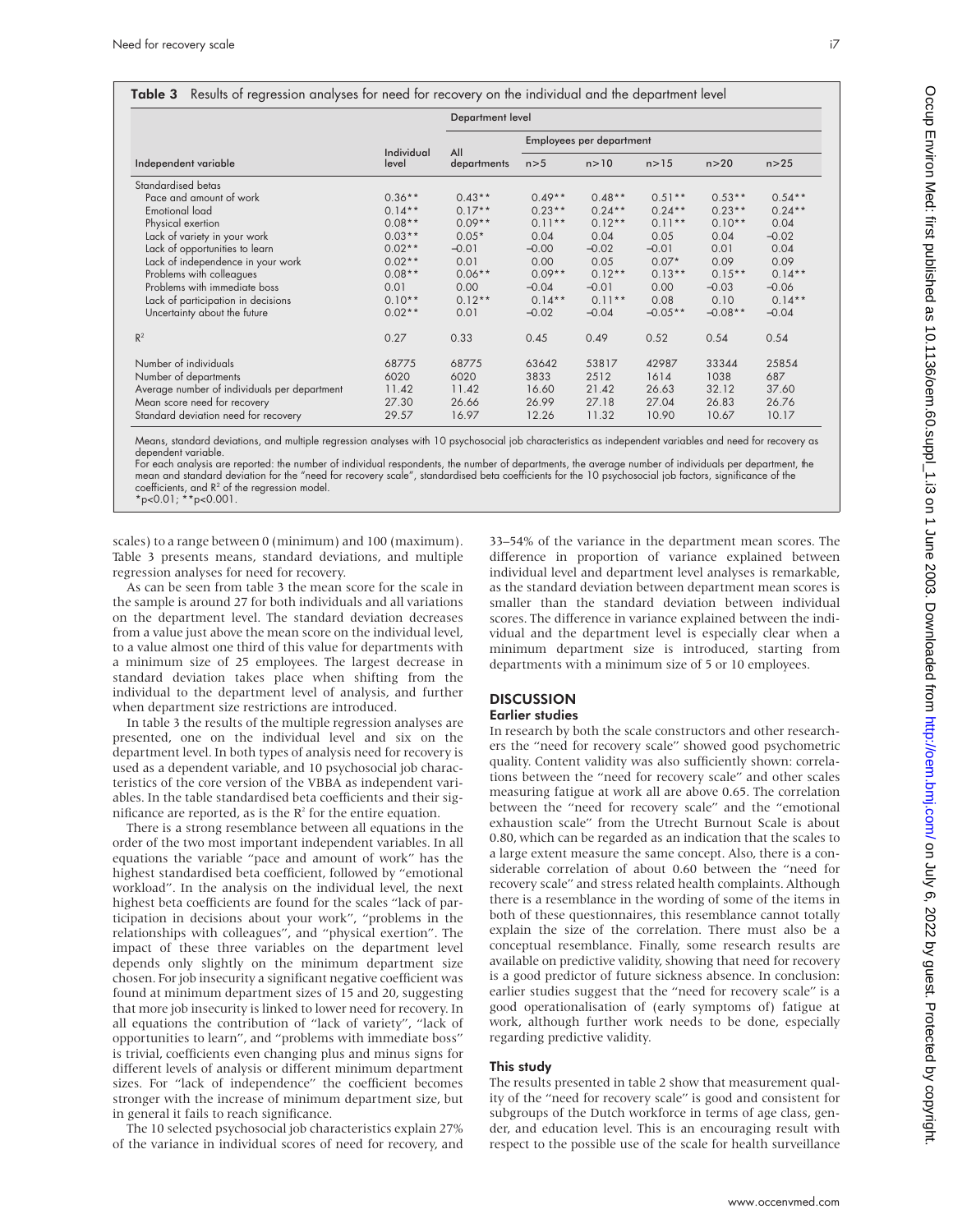**Table 3** Results of regression analyses for need for recovery on the individual and the department level

| Independent variable | Individual level | Department level | | | | | |
|---|---|---|---|---|---|---|---|
| | | All departments | Employees per department | | | | |
| | | | n>5 | n>10 | n>15 | n>20 | n>25 |
| Standardised betas | | | | | | | |
| Pace and amount of work | 0.36** | 0.43** | 0.49** | 0.48** | 0.51** | 0.53** | 0.54** |
| Emotional load | 0.14** | 0.17** | 0.23** | 0.24** | 0.24** | 0.23** | 0.24** |
| Physical exertion | 0.08** | 0.09** | 0.11** | 0.12** | 0.11** | 0.10** | 0.04 |
| Lack of variety in your work | 0.03** | 0.05* | 0.04 | 0.04 | 0.05 | 0.04 | −0.02 |
| Lack of opportunities to learn | 0.02** | −0.01 | −0.00 | −0.02 | −0.01 | 0.01 | 0.04 |
| Lack of independence in your work | 0.02** | 0.01 | 0.00 | 0.05 | 0.07* | 0.09 | 0.09 |
| Problems with colleagues | 0.08** | 0.06** | 0.09** | 0.12** | 0.13** | 0.15** | 0.14** |
| Problems with immediate boss | 0.01 | 0.00 | −0.04 | −0.01 | 0.00 | −0.03 | −0.06 |
| Lack of participation in decisions | 0.10** | 0.12** | 0.14** | 0.11** | 0.08 | 0.10 | 0.14** |
| Uncertainty about the future | 0.02** | 0.01 | −0.02 | −0.04 | −0.05** | −0.08** | −0.04 |
| $R^2$ | 0.27 | 0.33 | 0.45 | 0.49 | 0.52 | 0.54 | 0.54 |
| Number of individuals | 68775 | 68775 | 63642 | 53817 | 42987 | 33344 | 25854 |
| Number of departments | 6020 | 6020 | 3833 | 2512 | 1614 | 1038 | 687 |
| Average number of individuals per department | 11.42 | 11.42 | 16.60 | 21.42 | 26.63 | 32.12 | 37.60 |
| Mean score need for recovery | 27.30 | 26.66 | 26.99 | 27.18 | 27.04 | 26.83 | 26.76 |
| Standard deviation need for recovery | 29.57 | 16.97 | 12.26 | 11.32 | 10.90 | 10.67 | 10.17 |

Means, standard deviations, and multiple regression analyses with 10 psychosocial job characteristics as independent variables and need for recovery as dependent variable.
For each analysis are reported: the number of individual respondents, the number of departments, the average number of individuals per department, the mean and standard deviation for the "need for recovery scale", standardised beta coefficients for the 10 psychosocial job factors, significance of the coefficients, and $R^2$ of the regression model.
*$p<0.01$; **$p<0.001$.

scales) to a range between 0 (minimum) and 100 (maximum). Table 3 presents means, standard deviations, and multiple regression analyses for need for recovery.

As can be seen from table 3 the mean score for the scale in the sample is around 27 for both individuals and all variations on the department level. The standard deviation decreases from a value just above the mean score on the individual level, to a value almost one third of this value for departments with a minimum size of 25 employees. The largest decrease in standard deviation takes place when shifting from the individual to the department level of analysis, and further when department size restrictions are introduced.

In table 3 the results of the multiple regression analyses are presented, one on the individual level and six on the department level. In both types of analysis need for recovery is used as a dependent variable, and 10 psychosocial job characteristics of the core version of the VBBA as independent variables. In the table standardised beta coefficients and their significance are reported, as is the $R^2$ for the entire equation.

There is a strong resemblance between all equations in the order of the two most important independent variables. In all equations the variable "pace and amount of work" has the highest standardised beta coefficient, followed by "emotional workload". In the analysis on the individual level, the next highest beta coefficients are found for the scales "lack of participation in decisions about your work", "problems in the relationships with colleagues", and "physical exertion". The impact of these three variables on the department level depends only slightly on the minimum department size chosen. For job insecurity a significant negative coefficient was found at minimum department sizes of 15 and 20, suggesting that more job insecurity is linked to lower need for recovery. In all equations the contribution of "lack of variety", "lack of opportunities to learn", and "problems with immediate boss" is trivial, coefficients even changing plus and minus signs for different levels of analysis or different minimum department sizes. For "lack of independence" the coefficient becomes stronger with the increase of minimum department size, but in general it fails to reach significance.

The 10 selected psychosocial job characteristics explain 27% of the variance in individual scores of need for recovery, and 33–54% of the variance in the department mean scores. The difference in proportion of variance explained between individual level and department level analyses is remarkable, as the standard deviation between department mean scores is smaller than the standard deviation between individual scores. The difference in variance explained between the individual and the department level is especially clear when a minimum department size is introduced, starting from departments with a minimum size of 5 or 10 employees.

## DISCUSSION

### Earlier studies

In research by both the scale constructors and other researchers the "need for recovery scale" showed good psychometric quality. Content validity was also sufficiently shown: correlations between the "need for recovery scale" and other scales measuring fatigue at work all are above 0.65. The correlation between the "need for recovery scale" and the "emotional exhaustion scale" from the Utrecht Burnout Scale is about 0.80, which can be regarded as an indication that the scales to a large extent measure the same concept. Also, there is a considerable correlation of about 0.60 between the "need for recovery scale" and stress related health complaints. Although there is a resemblance in the wording of some of the items in both of these questionnaires, this resemblance cannot totally explain the size of the correlation. There must also be a conceptual resemblance. Finally, some research results are available on predictive validity, showing that need for recovery is a good predictor of future sickness absence. In conclusion: earlier studies suggest that the "need for recovery scale" is a good operationalisation of (early symptoms of) fatigue at work, although further work needs to be done, especially regarding predictive validity.

### This study

The results presented in table 2 show that measurement quality of the "need for recovery scale" is good and consistent for subgroups of the Dutch workforce in terms of age class, gender, and education level. This is an encouraging result with respect to the possible use of the scale for health surveillance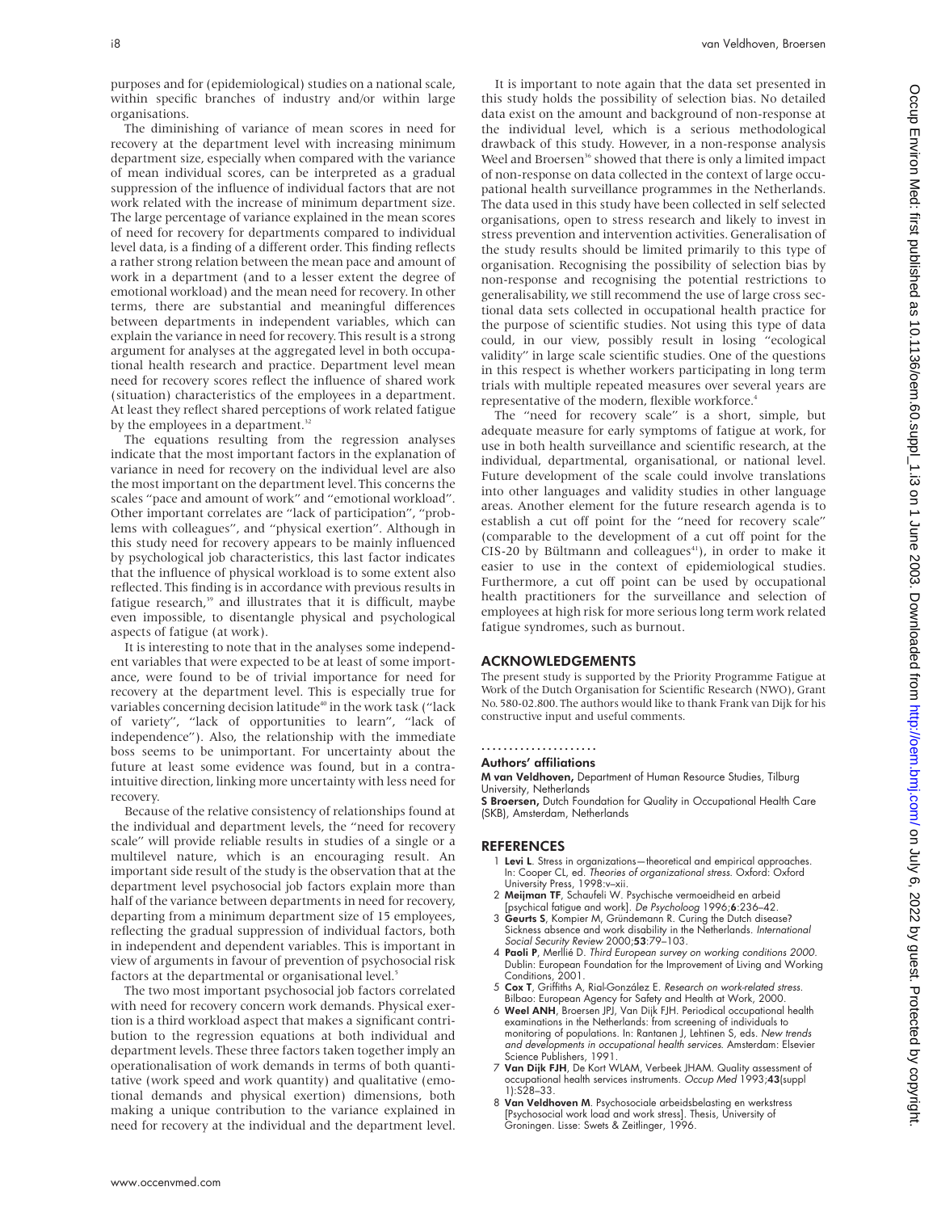purposes and for (epidemiological) studies on a national scale, within specific branches of industry and/or within large organisations.

The diminishing of variance of mean scores in need for recovery at the department level with increasing minimum department size, especially when compared with the variance of mean individual scores, can be interpreted as a gradual suppression of the influence of individual factors that are not work related with the increase of minimum department size. The large percentage of variance explained in the mean scores of need for recovery for departments compared to individual level data, is a finding of a different order. This finding reflects a rather strong relation between the mean pace and amount of work in a department (and to a lesser extent the degree of emotional workload) and the mean need for recovery. In other terms, there are substantial and meaningful differences between departments in independent variables, which can explain the variance in need for recovery. This result is a strong argument for analyses at the aggregated level in both occupational health research and practice. Department level mean need for recovery scores reflect the influence of shared work (situation) characteristics of the employees in a department. At least they reflect shared perceptions of work related fatigue by the employees in a department.[32]

The equations resulting from the regression analyses indicate that the most important factors in the explanation of variance in need for recovery on the individual level are also the most important on the department level. This concerns the scales "pace and amount of work" and "emotional workload". Other important correlates are "lack of participation", "problems with colleagues", and "physical exertion". Although in this study need for recovery appears to be mainly influenced by psychological job characteristics, this last factor indicates that the influence of physical workload is to some extent also reflected. This finding is in accordance with previous results in fatigue research,[39] and illustrates that it is difficult, maybe even impossible, to disentangle physical and psychological aspects of fatigue (at work).

It is interesting to note that in the analyses some independent variables that were expected to be at least of some importance, were found to be of trivial importance for need for recovery at the department level. This is especially true for variables concerning decision latitude[40] in the work task ("lack of variety", "lack of opportunities to learn", "lack of independence"). Also, the relationship with the immediate boss seems to be unimportant. For uncertainty about the future at least some evidence was found, but in a contra-intuitive direction, linking more uncertainty with less need for recovery.

Because of the relative consistency of relationships found at the individual and department levels, the "need for recovery scale" will provide reliable results in studies of a single or a multilevel nature, which is an encouraging result. An important side result of the study is the observation that at the department level psychosocial job factors explain more than half of the variance between departments in need for recovery, departing from a minimum department size of 15 employees, reflecting the gradual suppression of individual factors, both in independent and dependent variables. This is important in view of arguments in favour of prevention of psychosocial risk factors at the departmental or organisational level.[5]

The two most important psychosocial job factors correlated with need for recovery concern work demands. Physical exertion is a third workload aspect that makes a significant contribution to the regression equations at both individual and department levels. These three factors taken together imply an operationalisation of work demands in terms of both quantitative (work speed and work quantity) and qualitative (emotional demands and physical exertion) dimensions, both making a unique contribution to the variance explained in need for recovery at the individual and the department level.

It is important to note again that the data set presented in this study holds the possibility of selection bias. No detailed data exist on the amount and background of non-response at the individual level, which is a serious methodological drawback of this study. However, in a non-response analysis Weel and Broersen[36] showed that there is only a limited impact of non-response on data collected in the context of large occupational health surveillance programmes in the Netherlands. The data used in this study have been collected in self selected organisations, open to stress research and likely to invest in stress prevention and intervention activities. Generalisation of the study results should be limited primarily to this type of organisation. Recognising the possibility of selection bias by non-response and recognising the potential restrictions to generalisability, we still recommend the use of large cross sectional data sets collected in occupational health practice for the purpose of scientific studies. Not using this type of data could, in our view, possibly result in losing "ecological validity" in large scale scientific studies. One of the questions in this respect is whether workers participating in long term trials with multiple repeated measures over several years are representative of the modern, flexible workforce.[4]

The "need for recovery scale" is a short, simple, but adequate measure for early symptoms of fatigue at work, for use in both health surveillance and scientific research, at the individual, departmental, organisational, or national level. Future development of the scale could involve translations into other languages and validity studies in other language areas. Another element for the future research agenda is to establish a cut off point for the "need for recovery scale" (comparable to the development of a cut off point for the CIS-20 by Bültmann and colleagues[41]), in order to make it easier to use in the context of epidemiological studies. Furthermore, a cut off point can be used by occupational health practitioners for the surveillance and selection of employees at high risk for more serious long term work related fatigue syndromes, such as burnout.

## ACKNOWLEDGEMENTS

The present study is supported by the Priority Programme Fatigue at Work of the Dutch Organisation for Scientific Research (NWO), Grant No. 580-02.800. The authors would like to thank Frank van Dijk for his constructive input and useful comments.

### Authors' affiliations

**M van Veldhoven,** Department of Human Resource Studies, Tilburg University, Netherlands

**S Broersen,** Dutch Foundation for Quality in Occupational Health Care (SKB), Amsterdam, Netherlands

## REFERENCES

1. **Levi L**. Stress in organizations—theoretical and empirical approaches. In: Cooper CL, ed. *Theories of organizational stress*. Oxford: Oxford University Press, 1998:v–xii.
2. **Meijman TF**, Schaufeli W. Psychische vermoeidheid en arbeid [psychical fatigue and work]. *De Psycholoog* 1996;**6**:236–42.
3. **Geurts S**, Kompier M, Gründemann R. Curing the Dutch disease? Sickness absence and work disability in the Netherlands. *International Social Security Review* 2000;**53**:79–103.
4. **Paoli P**, Merllié D. *Third European survey on working conditions 2000*. Dublin: European Foundation for the Improvement of Living and Working Conditions, 2001.
5. **Cox T**, Griffiths A, Rial-González E. *Research on work-related stress*. Bilbao: European Agency for Safety and Health at Work, 2000.
6. **Weel ANH**, Broersen JPJ, Van Dijk FJH. Periodical occupational health examinations in the Netherlands: from screening of individuals to monitoring of populations. In: Rantanen J, Lehtinen S, eds. *New trends and developments in occupational health services*. Amsterdam: Elsevier Science Publishers, 1991.
7. **Van Dijk FJH**, De Kort WLAM, Verbeek JHAM. Quality assessment of occupational health services instruments. *Occup Med* 1993;**43**(suppl 1):S28–33.
8. **Van Veldhoven M**. Psychosociale arbeidsbelasting en werkstress [Psychosocial work load and work stress]. Thesis, University of Groningen. Lisse: Swets & Zeitlinger, 1996.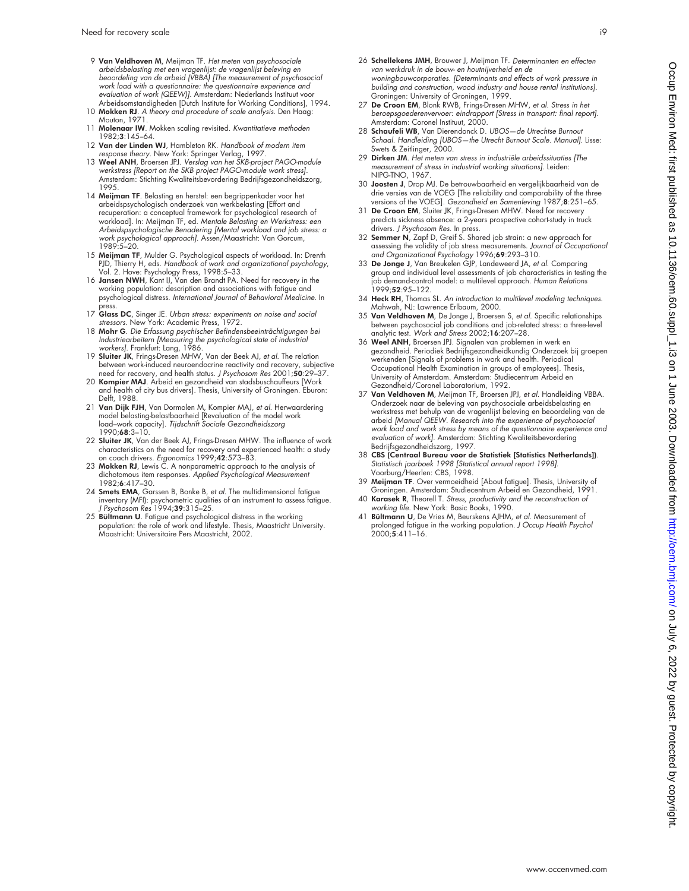9 **Van Veldhoven M**, Meijman TF. *Het meten van psychosociale arbeidsbelasting met een vragenlijst: de vragenlijst beleving en beoordeling van de arbeid (VBBA) [The measurement of psychosocial work load with a questionnaire: the questionnaire experience and evaluation of work (QEEW)]*. Amsterdam: Nederlands Instituut voor Arbeidsomstandigheden [Dutch Institute for Working Conditions], 1994.

10 **Mokken RJ**. *A theory and procedure of scale analysis*. Den Haag: Mouton, 1971.

11 **Molenaar IW**. Mokken scaling revisited. *Kwantitatieve methoden* 1982;**3**:145–64.

12 **Van der Linden WJ**, Hambleton RK. *Handbook of modern item response theory*. New York: Springer Verlag, 1997.

13 **Weel ANH**, Broersen JPJ. *Verslag van het SKB-project PAGO-module werkstress [Report on the SKB project PAGO-module work stress]*. Amsterdam: Stichting Kwaliteitsbevordering Bedrijfsgezondheidszorg, 1995.

14 **Meijman TF**. Belasting en herstel: een begrippenkader voor het arbeidspsychologisch onderzoek van werkbelasting [Effort and recuperation: a conceptual framework for psychological research of workload]. In: Meijman TF, ed. *Mentale Belasting en Werkstress: een Arbeidspsychologische Benadering [Mental workload and job stress: a work psychological approach]*. Assen/Maastricht: Van Gorcum, 1989:5–20.

15 **Meijman TF**, Mulder G. Psychological aspects of workload. In: Drenth PJD, Thierry H, eds. *Handbook of work and organizational psychology*, Vol. 2. Hove: Psychology Press, 1998:5–33.

16 **Jansen NWH**, Kant IJ, Van den Brandt PA. Need for recovery in the working population: description and associations with fatigue and psychological distress. *International Journal of Behavioral Medicine*. In press.

17 **Glass DC**, Singer JE. *Urban stress: experiments on noise and social stressors*. New York: Academic Press, 1972.

18 **Mohr G**. *Die Erfassung psychischer Befindensbeeinträchtigungen bei Industriearbeitern [Measuring the psychological state of industrial workers]*. Frankfurt: Lang, 1986.

19 **Sluiter JK**, Frings-Dresen MHW, Van der Beek AJ, *et al*. The relation between work-induced neuroendocrine reactivity and recovery, subjective need for recovery, and health status. *J Psychosom Res* 2001;**50**:29–37.

20 **Kompier MAJ**. Arbeid en gezondheid van stadsbuschauffeurs [Work and health of city bus drivers]. Thesis, University of Groningen. Eburon: Delft, 1988.

21 **Van Dijk FJH**, Van Dormolen M, Kompier MAJ, *et al*. Herwaardering model belasting-belastbaarheid [Revaluation of the model work load–work capacity]. *Tijdschrift Sociale Gezondheidszorg* 1990;**68**:3–10.

22 **Sluiter JK**, Van der Beek AJ, Frings-Dresen MHW. The influence of work characteristics on the need for recovery and experienced health: a study on coach drivers. *Ergonomics* 1999;**42**:573–83.

23 **Mokken RJ**, Lewis C. A nonparametric approach to the analysis of dichotomous item responses. *Applied Psychological Measurement* 1982;**6**:417–30.

24 **Smets EMA**, Garssen B, Bonke B, *et al*. The multidimensional fatigue inventory (MFI): psychometric qualities of an instrument to assess fatigue. *J Psychosom Res* 1994;**39**:315–25.

25 **Bültmann U**. Fatigue and psychological distress in the working population: the role of work and lifestyle. Thesis, Maastricht University. Maastricht: Universitaire Pers Maastricht, 2002.

26 **Schellekens JMH**, Brouwer J, Meijman TF. *Determinanten en effecten van werkdruk in de bouw- en houtnijverheid en de woningbouwcorporaties. [Determinants and effects of work pressure in building and construction, wood industry and house rental institutions]*. Groningen: University of Groningen, 1999.

27 **De Croon EM**, Blonk RWB, Frings-Dresen MHW, *et al*. *Stress in het beroepsgoederenvervoer: eindrapport [Stress in transport: final report]*. Amsterdam: Coronel Instituut, 2000.

28 **Schaufeli WB**, Van Dierendonck D. *UBOS—de Utrechtse Burnout Schaal. Handleiding [UBOS—the Utrecht Burnout Scale. Manual]*. Lisse: Swets & Zeitlinger, 2000.

29 **Dirken JM**. *Het meten van stress in industriële arbeidssituaties [The measurement of stress in industrial working situations]*. Leiden: NIPG-TNO, 1967.

30 **Joosten J**, Drop MJ. De betrouwbaarheid en vergelijkbaarheid van de drie versies van de VOEG [The reliability and comparability of the three versions of the VOEG]. *Gezondheid en Samenleving* 1987;**8**:251–65.

31 **De Croon EM**, Sluiter JK, Frings-Dresen MHW. Need for recovery predicts sickness absence: a 2-years prospective cohort-study in truck drivers. *J Psychosom Res*. In press.

32 **Semmer N**, Zapf D, Greif S. Shared job strain: a new approach for assessing the validity of job stress measurements. *Journal of Occupational and Organizational Psychology* 1996;**69**:293–310.

33 **De Jonge J**, Van Breukelen GJP, Landeweerd JA, *et al*. Comparing group and individual level assessments of job characteristics in testing the job demand-control model: a multilevel approach. *Human Relations* 1999;**52**:95–122.

34 **Heck RH**, Thomas SL. *An introduction to multilevel modeling techniques*. Mahwah, NJ: Lawrence Erlbaum, 2000.

35 **Van Veldhoven M**, De Jonge J, Broersen S, *et al*. Specific relationships between psychosocial job conditions and job-related stress: a three-level analytic test. *Work and Stress* 2002;**16**:207–28.

36 **Weel ANH**, Broersen JPJ. Signalen van problemen in werk en gezondheid. Periodiek Bedrijfsgezondheidkundig Onderzoek bij groepen werkenden [Signals of problems in work and health. Periodical Occupational Health Examination in groups of employees]. Thesis, University of Amsterdam. Amsterdam: Studiecentrum Arbeid en Gezondheid/Coronel Laboratorium, 1992.

37 **Van Veldhoven M**, Meijman TF, Broersen JPJ, *et al*. Handleiding VBBA. Onderzoek naar de beleving van psychosociale arbeidsbelasting en werkstress met behulp van de vragenlijst beleving en beoordeling van de arbeid *[Manual QEEW. Research into the experience of psychosocial work load and work stress by means of the questionnaire experience and evaluation of work]*. Amsterdam: Stichting Kwaliteitsbevordering Bedrijfsgezondheidszorg, 1997.

38 **CBS (Centraal Bureau voor de Statistiek [Statistics Netherlands])**. *Statistisch jaarboek 1998 [Statistical annual report 1998]*. Voorburg/Heerlen: CBS, 1998.

39 **Meijman TF**. Over vermoeidheid [About fatigue]. Thesis, University of Groningen. Amsterdam: Studiecentrum Arbeid en Gezondheid, 1991.

40 **Karasek R**, Theorell T. *Stress, productivity and the reconstruction of working life*. New York: Basic Books, 1990.

41 **Bültmann U**, De Vries M, Beurskens AJHM, *et al*. Measurement of prolonged fatigue in the working population. *J Occup Health Psychol* 2000;**5**:411–16.